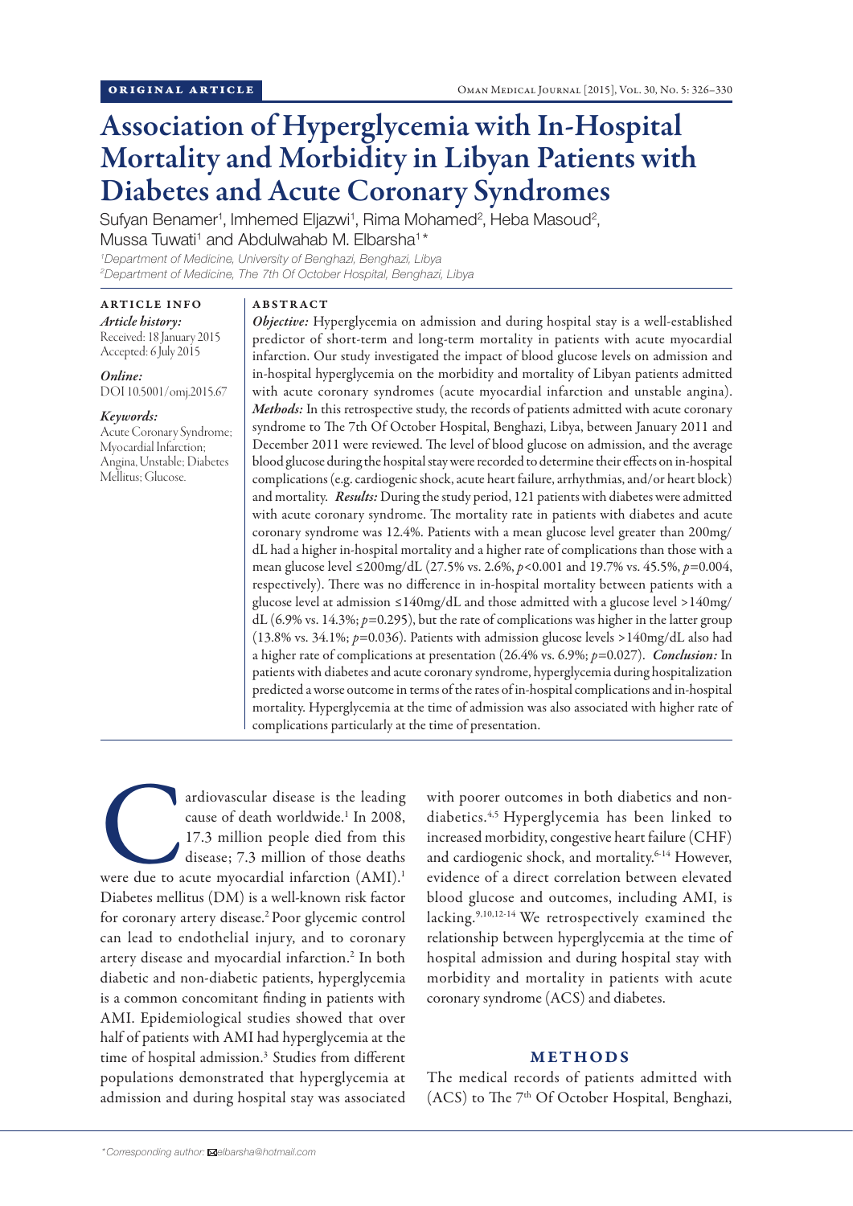ORIGINAL ARTICLE

# Association of Hyperglycemia with In-Hospital Mortality and Morbidity in Libyan Patients with Diabetes and Acute Coronary Syndromes

Sufyan Benamer[1], Imhemed Eljazwi[1], Rima Mohamed[2], Heba Masoud[2], Mussa Tuwati[1] and Abdulwahab M. Elbarsha[1]*

[1]*Department of Medicine, University of Benghazi, Benghazi, Libya*
[2]*Department of Medicine, The 7th Of October Hospital, Benghazi, Libya*

### ARTICLE INFO

*Article history:*
Received: 18 January 2015
Accepted: 6 July 2015

*Online:*
DOI 10.5001/omj.2015.67

*Keywords:*
Acute Coronary Syndrome; Myocardial Infarction; Angina, Unstable; Diabetes Mellitus; Glucose.

### ABSTRACT

***Objective:*** Hyperglycemia on admission and during hospital stay is a well-established predictor of short-term and long-term mortality in patients with acute myocardial infarction. Our study investigated the impact of blood glucose levels on admission and in-hospital hyperglycemia on the morbidity and mortality of Libyan patients admitted with acute coronary syndromes (acute myocardial infarction and unstable angina). ***Methods:*** In this retrospective study, the records of patients admitted with acute coronary syndrome to The 7th Of October Hospital, Benghazi, Libya, between January 2011 and December 2011 were reviewed. The level of blood glucose on admission, and the average blood glucose during the hospital stay were recorded to determine their effects on in-hospital complications (e.g. cardiogenic shock, acute heart failure, arrhythmias, and/or heart block) and mortality. ***Results:*** During the study period, 121 patients with diabetes were admitted with acute coronary syndrome. The mortality rate in patients with diabetes and acute coronary syndrome was 12.4%. Patients with a mean glucose level greater than 200mg/dL had a higher in-hospital mortality and a higher rate of complications than those with a mean glucose level ≤200mg/dL (27.5% vs. 2.6%, $p<0.001$ and 19.7% vs. 45.5%, $p=0.004$, respectively). There was no difference in in-hospital mortality between patients with a glucose level at admission ≤140mg/dL and those admitted with a glucose level >140mg/dL (6.9% vs. 14.3%; $p=0.295$), but the rate of complications was higher in the latter group (13.8% vs. 34.1%; $p=0.036$). Patients with admission glucose levels >140mg/dL also had a higher rate of complications at presentation (26.4% vs. 6.9%; $p=0.027$). ***Conclusion:*** In patients with diabetes and acute coronary syndrome, hyperglycemia during hospitalization predicted a worse outcome in terms of the rates of in-hospital complications and in-hospital mortality. Hyperglycemia at the time of admission was also associated with higher rate of complications particularly at the time of presentation.

Cardiovascular disease is the leading cause of death worldwide.[1] In 2008, 17.3 million people died from this disease; 7.3 million of those deaths were due to acute myocardial infarction (AMI).[1] Diabetes mellitus (DM) is a well-known risk factor for coronary artery disease.[2] Poor glycemic control can lead to endothelial injury, and to coronary artery disease and myocardial infarction.[2] In both diabetic and non-diabetic patients, hyperglycemia is a common concomitant finding in patients with AMI. Epidemiological studies showed that over half of patients with AMI had hyperglycemia at the time of hospital admission.[3] Studies from different populations demonstrated that hyperglycemia at admission and during hospital stay was associated with poorer outcomes in both diabetics and non-diabetics.[4,5] Hyperglycemia has been linked to increased morbidity, congestive heart failure (CHF) and cardiogenic shock, and mortality.[6-14] However, evidence of a direct correlation between elevated blood glucose and outcomes, including AMI, is lacking.[9,10,12-14] We retrospectively examined the relationship between hyperglycemia at the time of hospital admission and during hospital stay with morbidity and mortality in patients with acute coronary syndrome (ACS) and diabetes.

## METHODS

The medical records of patients admitted with (ACS) to The 7th Of October Hospital, Benghazi,

*Corresponding author: elbarsha@hotmail.com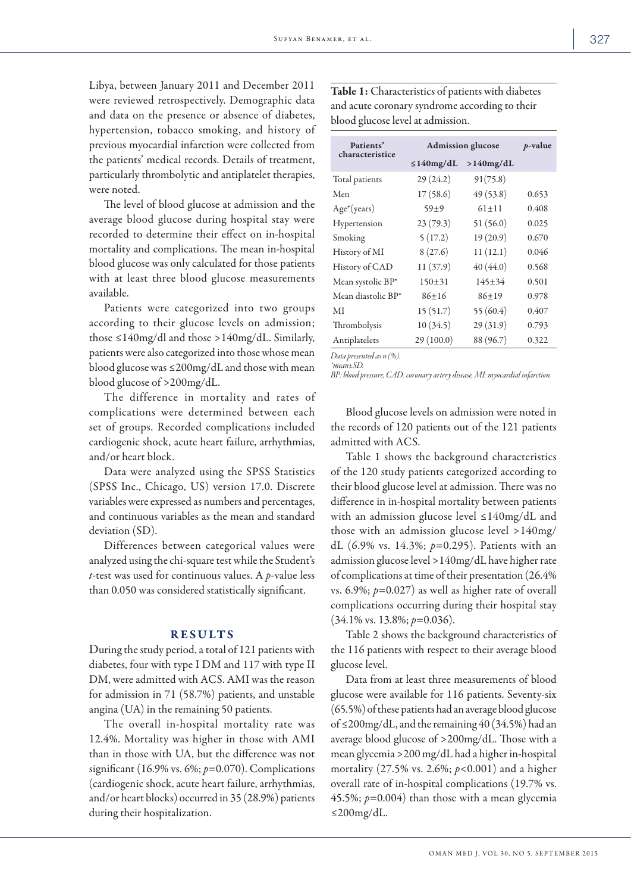Libya, between January 2011 and December 2011 were reviewed retrospectively. Demographic data and data on the presence or absence of diabetes, hypertension, tobacco smoking, and history of previous myocardial infarction were collected from the patients' medical records. Details of treatment, particularly thrombolytic and antiplatelet therapies, were noted.

The level of blood glucose at admission and the average blood glucose during hospital stay were recorded to determine their effect on in-hospital mortality and complications. The mean in-hospital blood glucose was only calculated for those patients with at least three blood glucose measurements available.

Patients were categorized into two groups according to their glucose levels on admission; those ≤140mg/dl and those >140mg/dL. Similarly, patients were also categorized into those whose mean blood glucose was ≤200mg/dL and those with mean blood glucose of >200mg/dL.

The difference in mortality and rates of complications were determined between each set of groups. Recorded complications included cardiogenic shock, acute heart failure, arrhythmias, and/or heart block.

Data were analyzed using the SPSS Statistics (SPSS Inc., Chicago, US) version 17.0. Discrete variables were expressed as numbers and percentages, and continuous variables as the mean and standard deviation (SD).

Differences between categorical values were analyzed using the chi-square test while the Student's *t*-test was used for continuous values. A *p*-value less than 0.050 was considered statistically significant.

## RESULTS

During the study period, a total of 121 patients with diabetes, four with type I DM and 117 with type II DM, were admitted with ACS. AMI was the reason for admission in 71 (58.7%) patients, and unstable angina (UA) in the remaining 50 patients.

The overall in-hospital mortality rate was 12.4%. Mortality was higher in those with AMI than in those with UA, but the difference was not significant (16.9% vs. 6%; *p*=0.070). Complications (cardiogenic shock, acute heart failure, arrhythmias, and/or heart blocks) occurred in 35 (28.9%) patients during their hospitalization.

**Table 1:** Characteristics of patients with diabetes and acute coronary syndrome according to their blood glucose level at admission.

| Patients' characteristice | Admission glucose | | *p*-value |
|---|---|---|---|
| | ≤140mg/dL | >140mg/dL | |
| Total patients | 29 (24.2) | 91(75.8) | |
| Men | 17 (58.6) | 49 (53.8) | 0.653 |
| Age*(years) | 59±9 | 61±11 | 0.408 |
| Hypertension | 23 (79.3) | 51 (56.0) | 0.025 |
| Smoking | 5 (17.2) | 19 (20.9) | 0.670 |
| History of MI | 8 (27.6) | 11 (12.1) | 0.046 |
| History of CAD | 11 (37.9) | 40 (44.0) | 0.568 |
| Mean systolic BP* | 150±31 | 145±34 | 0.501 |
| Mean diastolic BP* | 86±16 | 86±19 | 0.978 |
| MI | 15 (51.7) | 55 (60.4) | 0.407 |
| Thrombolysis | 10 (34.5) | 29 (31.9) | 0.793 |
| Antiplatelets | 29 (100.0) | 88 (96.7) | 0.322 |

*Data presented as n (%).*
*\*mean±SD.*
*BP: blood pressure, CAD: coronary artery disease, MI: myocardial infarction.*

Blood glucose levels on admission were noted in the records of 120 patients out of the 121 patients admitted with ACS.

Table 1 shows the background characteristics of the 120 study patients categorized according to their blood glucose level at admission. There was no difference in in-hospital mortality between patients with an admission glucose level ≤140mg/dL and those with an admission glucose level >140mg/dL (6.9% vs. 14.3%; *p*=0.295). Patients with an admission glucose level >140mg/dL have higher rate of complications at time of their presentation (26.4% vs. 6.9%; *p*=0.027) as well as higher rate of overall complications occurring during their hospital stay (34.1% vs. 13.8%; *p*=0.036).

Table 2 shows the background characteristics of the 116 patients with respect to their average blood glucose level.

Data from at least three measurements of blood glucose were available for 116 patients. Seventy-six (65.5%) of these patients had an average blood glucose of ≤200mg/dL, and the remaining 40 (34.5%) had an average blood glucose of >200mg/dL. Those with a mean glycemia >200 mg/dL had a higher in-hospital mortality (27.5% vs. 2.6%; *p*<0.001) and a higher overall rate of in-hospital complications (19.7% vs. 45.5%; *p*=0.004) than those with a mean glycemia ≤200mg/dL.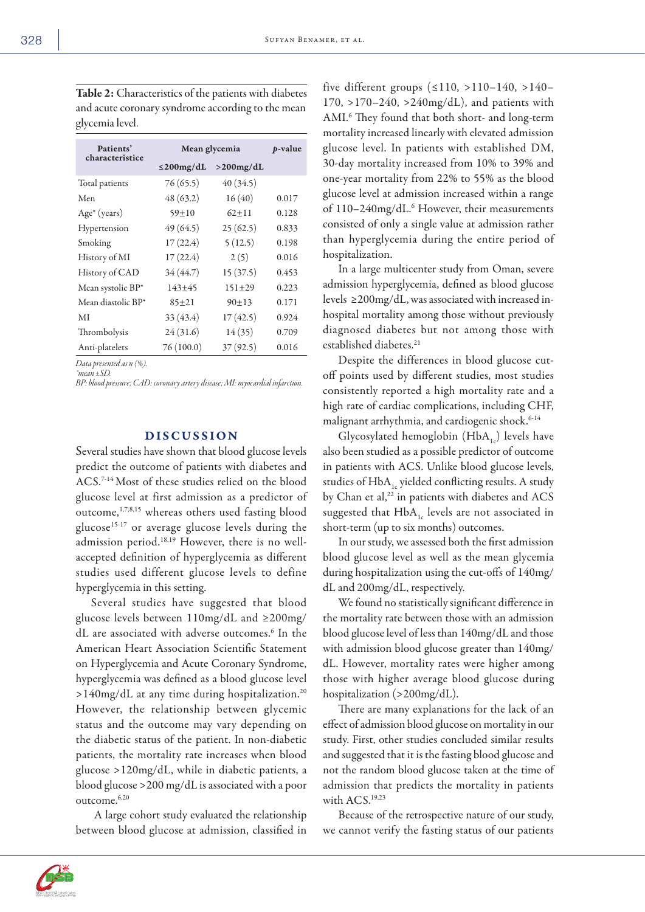**Table 2:** Characteristics of the patients with diabetes and acute coronary syndrome according to the mean glycemia level.

| Patients' characteristice | Mean glycemia | | *p*-value |
|---|---|---|---|
| | ≤200mg/dL | >200mg/dL | |
| Total patients | 76 (65.5) | 40 (34.5) | |
| Men | 48 (63.2) | 16 (40) | 0.017 |
| Age* (years) | 59±10 | 62±11 | 0.128 |
| Hypertension | 49 (64.5) | 25 (62.5) | 0.833 |
| Smoking | 17 (22.4) | 5 (12.5) | 0.198 |
| History of MI | 17 (22.4) | 2 (5) | 0.016 |
| History of CAD | 34 (44.7) | 15 (37.5) | 0.453 |
| Mean systolic BP* | 143±45 | 151±29 | 0.223 |
| Mean diastolic BP* | 85±21 | 90±13 | 0.171 |
| MI | 33 (43.4) | 17 (42.5) | 0.924 |
| Thrombolysis | 24 (31.6) | 14 (35) | 0.709 |
| Anti-platelets | 76 (100.0) | 37 (92.5) | 0.016 |

*Data presented as n (%).*
*\*mean ±SD.*
*BP: blood pressure; CAD: coronary artery disease; MI: myocardial infarction.*

## DISCUSSION

Several studies have shown that blood glucose levels predict the outcome of patients with diabetes and ACS.[7-14] Most of these studies relied on the blood glucose level at first admission as a predictor of outcome,[1,7,8,15] whereas others used fasting blood glucose[15-17] or average glucose levels during the admission period.[18,19] However, there is no well-accepted definition of hyperglycemia as different studies used different glucose levels to define hyperglycemia in this setting.

Several studies have suggested that blood glucose levels between 110mg/dL and ≥200mg/dL are associated with adverse outcomes.[6] In the American Heart Association Scientific Statement on Hyperglycemia and Acute Coronary Syndrome, hyperglycemia was defined as a blood glucose level >140mg/dL at any time during hospitalization.[20] However, the relationship between glycemic status and the outcome may vary depending on the diabetic status of the patient. In non-diabetic patients, the mortality rate increases when blood glucose >120mg/dL, while in diabetic patients, a blood glucose >200 mg/dL is associated with a poor outcome.[6,20]

A large cohort study evaluated the relationship between blood glucose at admission, classified in five different groups (≤110, >110–140, >140–170, >170–240, >240mg/dL), and patients with AMI.[6] They found that both short- and long-term mortality increased linearly with elevated admission glucose level. In patients with established DM, 30-day mortality increased from 10% to 39% and one-year mortality from 22% to 55% as the blood glucose level at admission increased within a range of 110–240mg/dL.[6] However, their measurements consisted of only a single value at admission rather than hyperglycemia during the entire period of hospitalization.

In a large multicenter study from Oman, severe admission hyperglycemia, defined as blood glucose levels ≥200mg/dL, was associated with increased in-hospital mortality among those without previously diagnosed diabetes but not among those with established diabetes.[21]

Despite the differences in blood glucose cut-off points used by different studies, most studies consistently reported a high mortality rate and a high rate of cardiac complications, including CHF, malignant arrhythmia, and cardiogenic shock.[6-14]

Glycosylated hemoglobin ($HbA_{1c}$) levels have also been studied as a possible predictor of outcome in patients with ACS. Unlike blood glucose levels, studies of $HbA_{1c}$ yielded conflicting results. A study by Chan et al,[22] in patients with diabetes and ACS suggested that $HbA_{1c}$ levels are not associated in short-term (up to six months) outcomes.

In our study, we assessed both the first admission blood glucose level as well as the mean glycemia during hospitalization using the cut-offs of 140mg/dL and 200mg/dL, respectively.

We found no statistically significant difference in the mortality rate between those with an admission blood glucose level of less than 140mg/dL and those with admission blood glucose greater than 140mg/dL. However, mortality rates were higher among those with higher average blood glucose during hospitalization (>200mg/dL).

There are many explanations for the lack of an effect of admission blood glucose on mortality in our study. First, other studies concluded similar results and suggested that it is the fasting blood glucose and not the random blood glucose taken at the time of admission that predicts the mortality in patients with ACS.[19,23]

Because of the retrospective nature of our study, we cannot verify the fasting status of our patients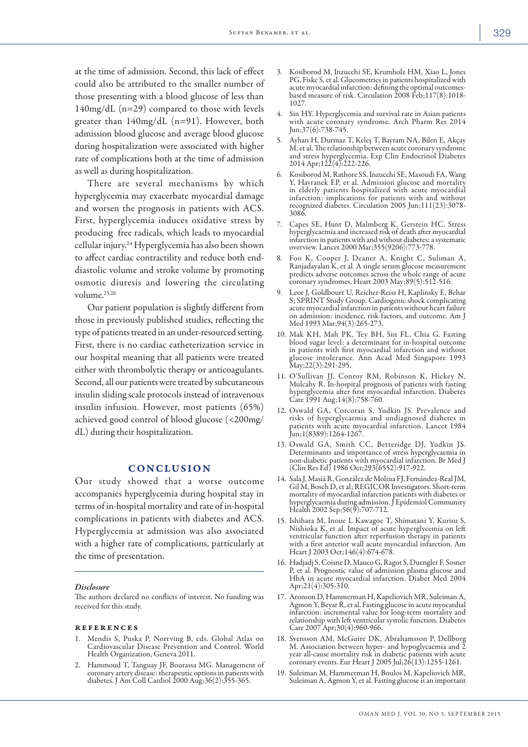at the time of admission. Second, this lack of effect could also be attributed to the smaller number of those presenting with a blood glucose of less than 140mg/dL (n=29) compared to those with levels greater than 140mg/dL (n=91). However, both admission blood glucose and average blood glucose during hospitalization were associated with higher rate of complications both at the time of admission as well as during hospitalization.

There are several mechanisms by which hyperglycemia may exacerbate myocardial damage and worsen the prognosis in patients with ACS. First, hyperglycemia induces oxidative stress by producing free radicals, which leads to myocardial cellular injury.[24] Hyperglycemia has also been shown to affect cardiac contractility and reduce both end-diastolic volume and stroke volume by promoting osmotic diuresis and lowering the circulating volume.[25,26]

Our patient population is slightly different from those in previously published studies, reflecting the type of patients treated in an under-resourced setting. First, there is no cardiac catheterization service in our hospital meaning that all patients were treated either with thrombolytic therapy or anticoagulants. Second, all our patients were treated by subcutaneous insulin sliding scale protocols instead of intravenous insulin infusion. However, most patients (65%) achieved good control of blood glucose (<200mg/dL) during their hospitalization.

## CONCLUSION

Our study showed that a worse outcome accompanies hyperglycemia during hospital stay in terms of in-hospital mortality and rate of in-hospital complications in patients with diabetes and ACS. Hyperglycemia at admission was also associated with a higher rate of complications, particularly at the time of presentation.

### *Disclosure*

The authors declared no conflicts of interest. No funding was received for this study.

### REFERENCES

1. Mendis S, Puska P, Norrving B, eds. Global Atlas on Cardiovascular Disease Prevention and Control. World Health Organization, Geneva 2011.
2. Hammoud T, Tanguay JF, Bourassa MG. Management of coronary artery disease: therapeutic options in patients with diabetes. J Am Coll Cardiol 2000 Aug;36(2):355-365.
3. Kosiborod M, Inzucchi SE, Krumholz HM, Xiao L, Jones PG, Fiske S, et al. Glucometrics in patients hospitalized with acute myocardial infarction: defining the optimal outcomes-based measure of risk. Circulation 2008 Feb;117(8):1018-1027.
4. Sin HY. Hyperglycemia and survival rate in Asian patients with acute coronary syndrome. Arch Pharm Res 2014 Jun;37(6):738-745.
5. Ayhan H, Durmaz T, Keleş T, Bayram NA, Bilen E, Akçay M, et al. The relationship between acute coronary syndrome and stress hyperglycemia. Exp Clin Endocrinol Diabetes 2014 Apr;122(4):222-226.
6. Kosiborod M, Rathore SS, Inzucchi SE, Masoudi FA, Wang Y, Havranek EP, et al. Admission glucose and mortality in elderly patients hospitalized with acute myocardial infarction: implications for patients with and without recognized diabetes. Circulation 2005 Jun;111(23):3078-3086.
7. Capes SE, Hunt D, Malmberg K, Gerstein HC. Stress hyperglycaemia and increased risk of death after myocardial infarction in patients with and without diabetes: a systematic overview. Lancet 2000 Mar;355(9206):773-778.
8. Foo K, Cooper J, Deaner A, Knight C, Suliman A, Ranjadayalan K, et al. A single serum glucose measurement predicts adverse outcomes across the whole range of acute coronary syndromes. Heart 2003 May;89(5):512-516.
9. Leor J, Goldbourt U, Reicher-Reiss H, Kaplinsky E, Behar S; SPRINT Study Group. Cardiogenic shock complicating acute myocardial infarction in patients without heart failure on admission: incidence, risk factors, and outcome. Am J Med 1993 Mar;94(3):265-273.
10. Mak KH, Mah PK, Tey BH, Sin FL, Chia G. Fasting blood sugar level: a determinant for in-hospital outcome in patients with first myocardial infarction and without glucose intolerance. Ann Acad Med Singapore 1993 May;22(3):291-295.
11. O'Sullivan JJ, Conroy RM, Robinson K, Hickey N, Mulcahy R. In-hospital prognosis of patients with fasting hyperglycemia after first myocardial infarction. Diabetes Care 1991 Aug;14(8):758-760.
12. Oswald GA, Corcoran S, Yudkin JS. Prevalence and risks of hyperglycaemia and undiagnosed diabetes in patients with acute myocardial infarction. Lancet 1984 Jun;1(8389):1264-1267.
13. Oswald GA, Smith CC, Betteridge DJ, Yudkin JS. Determinants and importance of stress hyperglycaemia in non-diabetic patients with myocardial infarction. Br Med J (Clin Res Ed) 1986 Oct;293(6552):917-922.
14. Sala J, Masiá R, González de Molina FJ, Fernández-Real JM, Gil M, Bosch D, et al; REGICOR Investigators. Short-term mortality of myocardial infarction patients with diabetes or hyperglycaemia during admission. J Epidemiol Community Health 2002 Sep;56(9):707-712.
15. Ishihara M, Inoue I, Kawagoe T, Shimatani Y, Kurisu S, Nishioka K, et al. Impact of acute hyperglycemia on left ventricular function after reperfusion therapy in patients with a first anterior wall acute myocardial infarction. Am Heart J 2003 Oct;146(4):674-678.
16. Hadjadj S, Coisne D, Mauco G, Ragot S, Duengler F, Sosner P, et al. Prognostic value of admission plasma glucose and HbA in acute myocardial infarction. Diabet Med 2004 Apr;21(4):305-310.
17. Aronson D, Hammerman H, Kapeliovich MR, Suleiman A, Agmon Y, Beyar R, et al. Fasting glucose in acute myocardial infarction: incremental value for long-term mortality and relationship with left ventricular systolic function. Diabetes Care 2007 Apr;30(4):960-966.
18. Svensson AM, McGuire DK, Abrahamsson P, Dellborg M. Association between hyper- and hypoglycaemia and 2 year all-cause mortality risk in diabetic patients with acute coronary events. Eur Heart J 2005 Jul;26(13):1255-1261.
19. Suleiman M, Hammerman H, Boulos M, Kapeliovich MR, Suleiman A, Agmon Y, et al. Fasting glucose is an important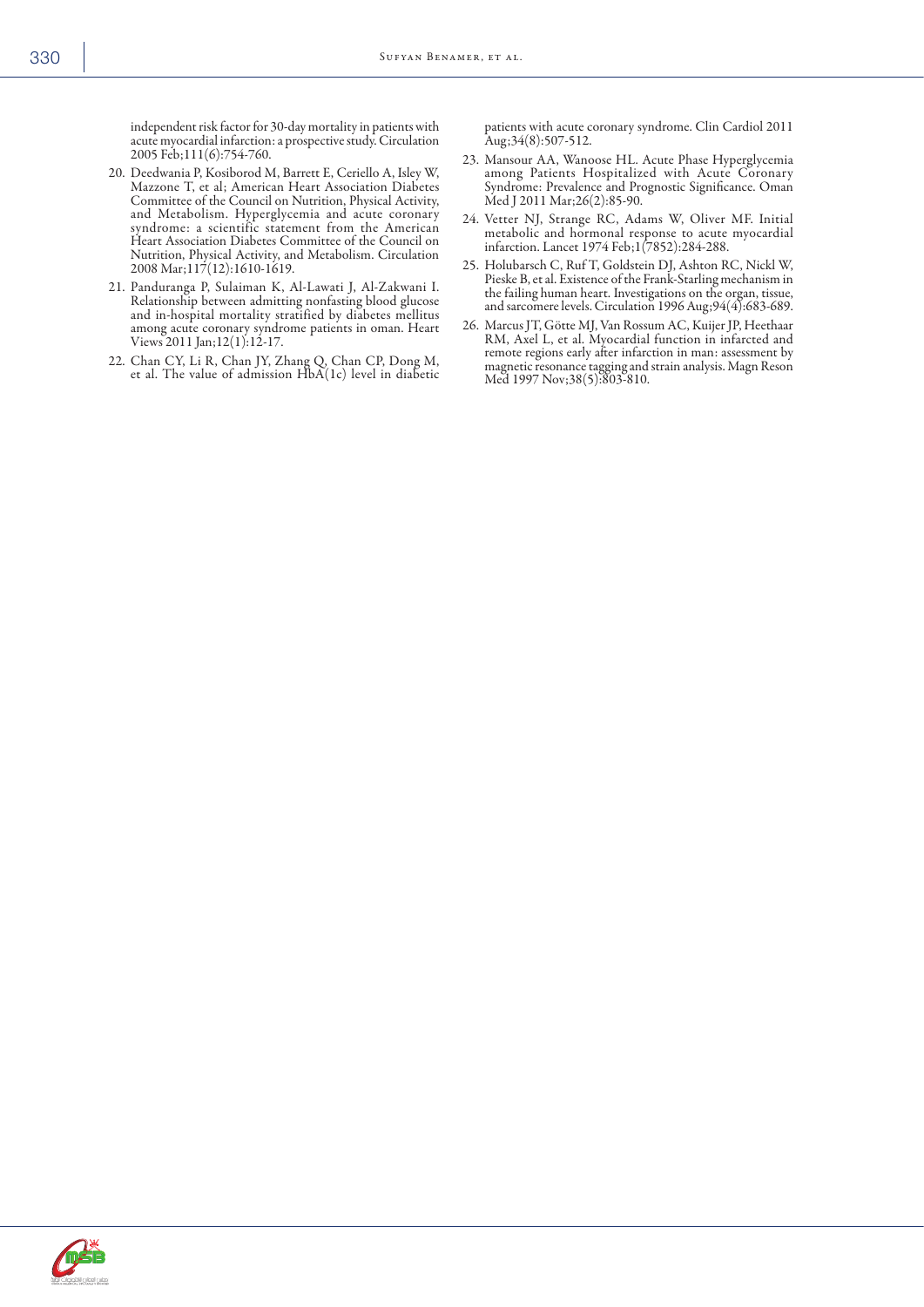independent risk factor for 30-day mortality in patients with acute myocardial infarction: a prospective study. Circulation 2005 Feb;111(6):754-760.

20. Deedwania P, Kosiborod M, Barrett E, Ceriello A, Isley W, Mazzone T, et al; American Heart Association Diabetes Committee of the Council on Nutrition, Physical Activity, and Metabolism. Hyperglycemia and acute coronary syndrome: a scientific statement from the American Heart Association Diabetes Committee of the Council on Nutrition, Physical Activity, and Metabolism. Circulation 2008 Mar;117(12):1610-1619.
21. Panduranga P, Sulaiman K, Al-Lawati J, Al-Zakwani I. Relationship between admitting nonfasting blood glucose and in-hospital mortality stratified by diabetes mellitus among acute coronary syndrome patients in oman. Heart Views 2011 Jan;12(1):12-17.
22. Chan CY, Li R, Chan JY, Zhang Q, Chan CP, Dong M, et al. The value of admission HbA(1c) level in diabetic patients with acute coronary syndrome. Clin Cardiol 2011 Aug;34(8):507-512.
23. Mansour AA, Wanoose HL. Acute Phase Hyperglycemia among Patients Hospitalized with Acute Coronary Syndrome: Prevalence and Prognostic Significance. Oman Med J 2011 Mar;26(2):85-90.
24. Vetter NJ, Strange RC, Adams W, Oliver MF. Initial metabolic and hormonal response to acute myocardial infarction. Lancet 1974 Feb;1(7852):284-288.
25. Holubarsch C, Ruf T, Goldstein DJ, Ashton RC, Nickl W, Pieske B, et al. Existence of the Frank-Starling mechanism in the failing human heart. Investigations on the organ, tissue, and sarcomere levels. Circulation 1996 Aug;94(4):683-689.
26. Marcus JT, Götte MJ, Van Rossum AC, Kuijer JP, Heethaar RM, Axel L, et al. Myocardial function in infarcted and remote regions early after infarction in man: assessment by magnetic resonance tagging and strain analysis. Magn Reson Med 1997 Nov;38(5):803-810.